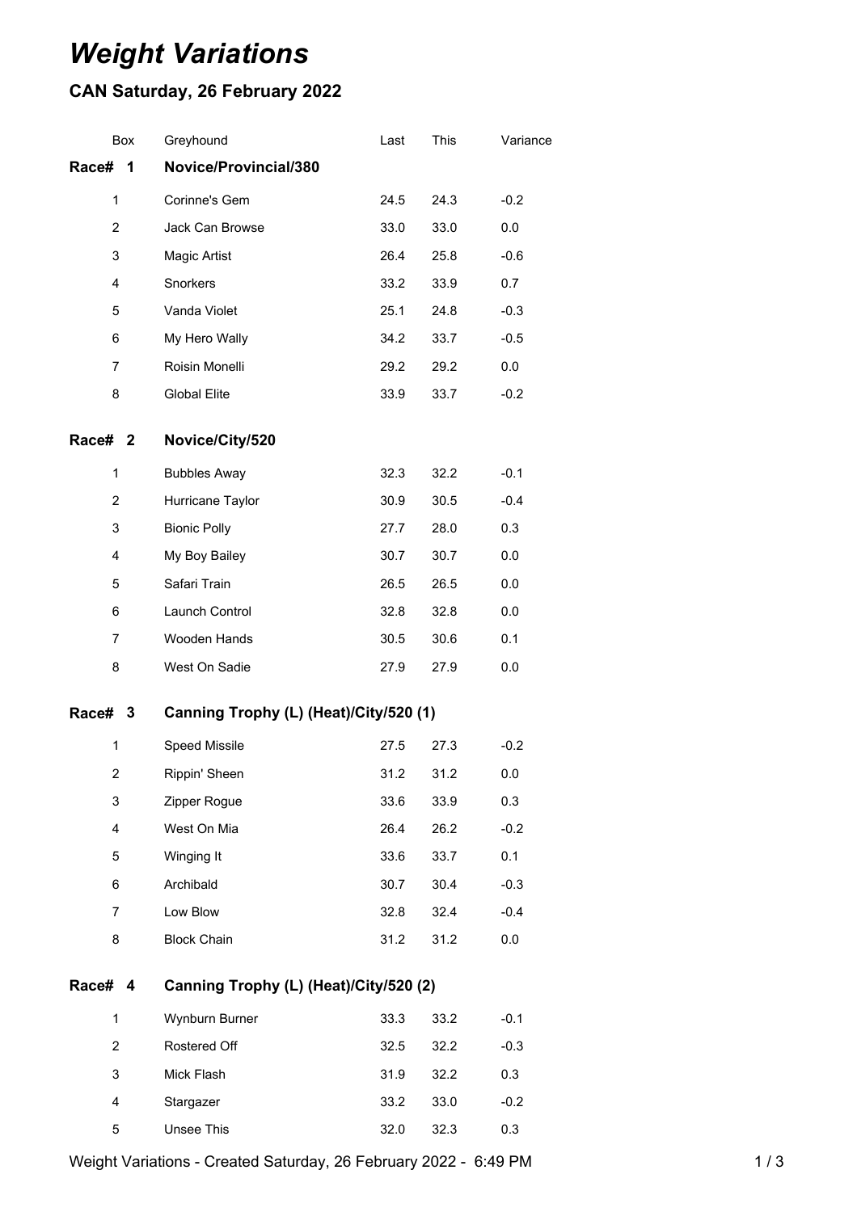# *Weight Variations*

## CAN Saturday, 26 February 2022

| Box | Greyhound | Last | This | Variance |
|---|---|---|---|---|
| **Race# 1** | **Novice/Provincial/380** | | | |
| 1 | Corinne's Gem | 24.5 | 24.3 | -0.2 |
| 2 | Jack Can Browse | 33.0 | 33.0 | 0.0 |
| 3 | Magic Artist | 26.4 | 25.8 | -0.6 |
| 4 | Snorkers | 33.2 | 33.9 | 0.7 |
| 5 | Vanda Violet | 25.1 | 24.8 | -0.3 |
| 6 | My Hero Wally | 34.2 | 33.7 | -0.5 |
| 7 | Roisin Monelli | 29.2 | 29.2 | 0.0 |
| 8 | Global Elite | 33.9 | 33.7 | -0.2 |
| **Race# 2** | **Novice/City/520** | | | |
| 1 | Bubbles Away | 32.3 | 32.2 | -0.1 |
| 2 | Hurricane Taylor | 30.9 | 30.5 | -0.4 |
| 3 | Bionic Polly | 27.7 | 28.0 | 0.3 |
| 4 | My Boy Bailey | 30.7 | 30.7 | 0.0 |
| 5 | Safari Train | 26.5 | 26.5 | 0.0 |
| 6 | Launch Control | 32.8 | 32.8 | 0.0 |
| 7 | Wooden Hands | 30.5 | 30.6 | 0.1 |
| 8 | West On Sadie | 27.9 | 27.9 | 0.0 |
| **Race# 3** | **Canning Trophy (L) (Heat)/City/520 (1)** | | | |
| 1 | Speed Missile | 27.5 | 27.3 | -0.2 |
| 2 | Rippin' Sheen | 31.2 | 31.2 | 0.0 |
| 3 | Zipper Rogue | 33.6 | 33.9 | 0.3 |
| 4 | West On Mia | 26.4 | 26.2 | -0.2 |
| 5 | Winging It | 33.6 | 33.7 | 0.1 |
| 6 | Archibald | 30.7 | 30.4 | -0.3 |
| 7 | Low Blow | 32.8 | 32.4 | -0.4 |
| 8 | Block Chain | 31.2 | 31.2 | 0.0 |
| **Race# 4** | **Canning Trophy (L) (Heat)/City/520 (2)** | | | |
| 1 | Wynburn Burner | 33.3 | 33.2 | -0.1 |
| 2 | Rostered Off | 32.5 | 32.2 | -0.3 |
| 3 | Mick Flash | 31.9 | 32.2 | 0.3 |
| 4 | Stargazer | 33.2 | 33.0 | -0.2 |
| 5 | Unsee This | 32.0 | 32.3 | 0.3 |

Weight Variations - Created Saturday, 26 February 2022 - 6:49 PM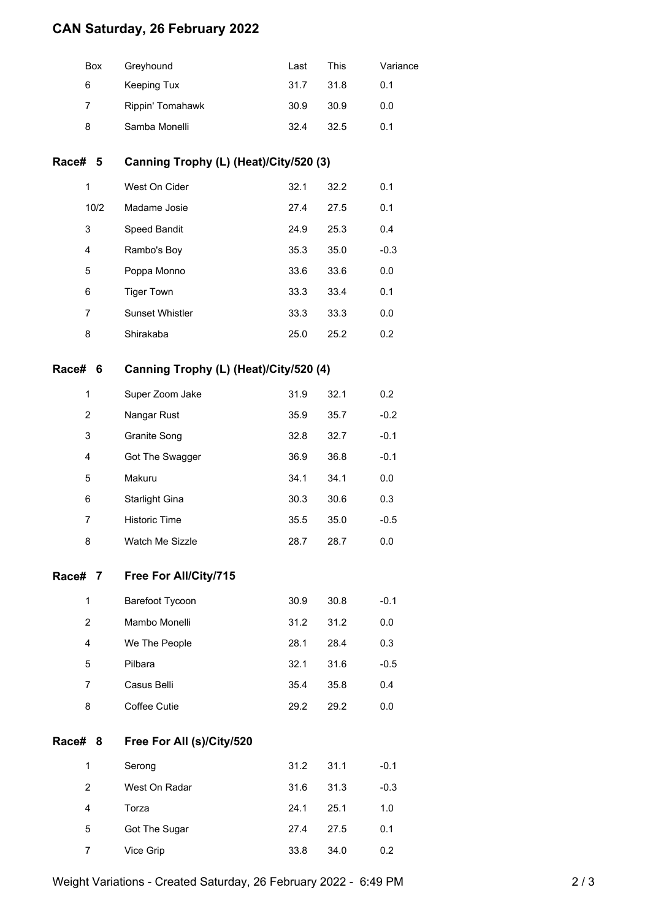# CAN Saturday, 26 February 2022

| Box | Greyhound | Last | This | Variance |
|---|---|---|---|---|
| 6 | Keeping Tux | 31.7 | 31.8 | 0.1 |
| 7 | Rippin' Tomahawk | 30.9 | 30.9 | 0.0 |
| 8 | Samba Monelli | 32.4 | 32.5 | 0.1 |

## Race# 5 Canning Trophy (L) (Heat)/City/520 (3)

| Box | Greyhound | Last | This | Variance |
|---|---|---|---|---|
| 1 | West On Cider | 32.1 | 32.2 | 0.1 |
| 10/2 | Madame Josie | 27.4 | 27.5 | 0.1 |
| 3 | Speed Bandit | 24.9 | 25.3 | 0.4 |
| 4 | Rambo's Boy | 35.3 | 35.0 | -0.3 |
| 5 | Poppa Monno | 33.6 | 33.6 | 0.0 |
| 6 | Tiger Town | 33.3 | 33.4 | 0.1 |
| 7 | Sunset Whistler | 33.3 | 33.3 | 0.0 |
| 8 | Shirakaba | 25.0 | 25.2 | 0.2 |

## Race# 6 Canning Trophy (L) (Heat)/City/520 (4)

| Box | Greyhound | Last | This | Variance |
|---|---|---|---|---|
| 1 | Super Zoom Jake | 31.9 | 32.1 | 0.2 |
| 2 | Nangar Rust | 35.9 | 35.7 | -0.2 |
| 3 | Granite Song | 32.8 | 32.7 | -0.1 |
| 4 | Got The Swagger | 36.9 | 36.8 | -0.1 |
| 5 | Makuru | 34.1 | 34.1 | 0.0 |
| 6 | Starlight Gina | 30.3 | 30.6 | 0.3 |
| 7 | Historic Time | 35.5 | 35.0 | -0.5 |
| 8 | Watch Me Sizzle | 28.7 | 28.7 | 0.0 |

## Race# 7 Free For All/City/715

| Box | Greyhound | Last | This | Variance |
|---|---|---|---|---|
| 1 | Barefoot Tycoon | 30.9 | 30.8 | -0.1 |
| 2 | Mambo Monelli | 31.2 | 31.2 | 0.0 |
| 4 | We The People | 28.1 | 28.4 | 0.3 |
| 5 | Pilbara | 32.1 | 31.6 | -0.5 |
| 7 | Casus Belli | 35.4 | 35.8 | 0.4 |
| 8 | Coffee Cutie | 29.2 | 29.2 | 0.0 |

## Race# 8 Free For All (s)/City/520

| Box | Greyhound | Last | This | Variance |
|---|---|---|---|---|
| 1 | Serong | 31.2 | 31.1 | -0.1 |
| 2 | West On Radar | 31.6 | 31.3 | -0.3 |
| 4 | Torza | 24.1 | 25.1 | 1.0 |
| 5 | Got The Sugar | 27.4 | 27.5 | 0.1 |
| 7 | Vice Grip | 33.8 | 34.0 | 0.2 |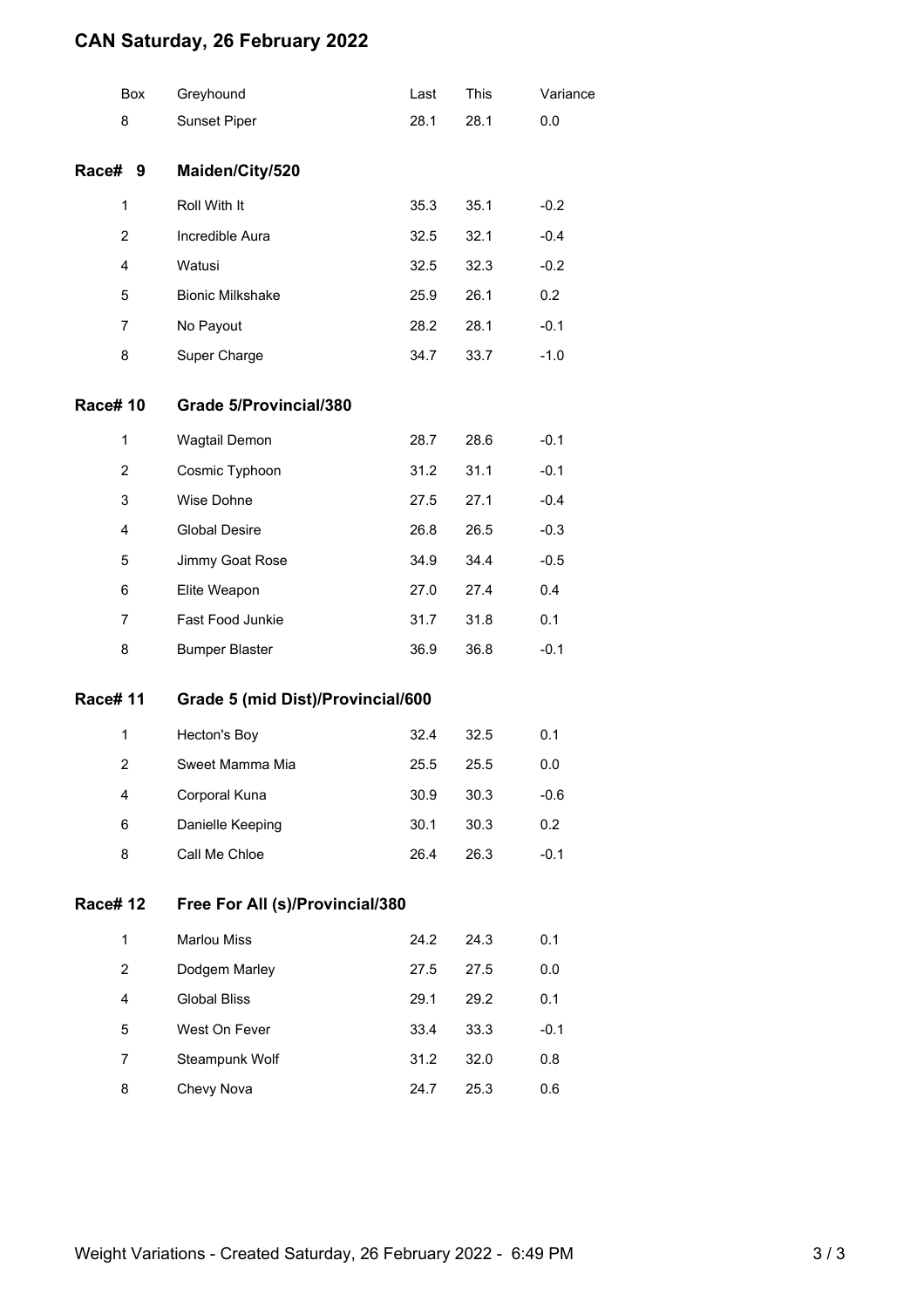## CAN Saturday, 26 February 2022

| Box | Greyhound | Last | This | Variance |
|---|---|---|---|---|
| 8 | Sunset Piper | 28.1 | 28.1 | 0.0 |

### Race# 9 Maiden/City/520

| Box | Greyhound | Last | This | Variance |
|---|---|---|---|---|
| 1 | Roll With It | 35.3 | 35.1 | -0.2 |
| 2 | Incredible Aura | 32.5 | 32.1 | -0.4 |
| 4 | Watusi | 32.5 | 32.3 | -0.2 |
| 5 | Bionic Milkshake | 25.9 | 26.1 | 0.2 |
| 7 | No Payout | 28.2 | 28.1 | -0.1 |
| 8 | Super Charge | 34.7 | 33.7 | -1.0 |

### Race# 10 Grade 5/Provincial/380

| Box | Greyhound | Last | This | Variance |
|---|---|---|---|---|
| 1 | Wagtail Demon | 28.7 | 28.6 | -0.1 |
| 2 | Cosmic Typhoon | 31.2 | 31.1 | -0.1 |
| 3 | Wise Dohne | 27.5 | 27.1 | -0.4 |
| 4 | Global Desire | 26.8 | 26.5 | -0.3 |
| 5 | Jimmy Goat Rose | 34.9 | 34.4 | -0.5 |
| 6 | Elite Weapon | 27.0 | 27.4 | 0.4 |
| 7 | Fast Food Junkie | 31.7 | 31.8 | 0.1 |
| 8 | Bumper Blaster | 36.9 | 36.8 | -0.1 |

### Race# 11 Grade 5 (mid Dist)/Provincial/600

| Box | Greyhound | Last | This | Variance |
|---|---|---|---|---|
| 1 | Hecton's Boy | 32.4 | 32.5 | 0.1 |
| 2 | Sweet Mamma Mia | 25.5 | 25.5 | 0.0 |
| 4 | Corporal Kuna | 30.9 | 30.3 | -0.6 |
| 6 | Danielle Keeping | 30.1 | 30.3 | 0.2 |
| 8 | Call Me Chloe | 26.4 | 26.3 | -0.1 |

### Race# 12 Free For All (s)/Provincial/380

| Box | Greyhound | Last | This | Variance |
|---|---|---|---|---|
| 1 | Marlou Miss | 24.2 | 24.3 | 0.1 |
| 2 | Dodgem Marley | 27.5 | 27.5 | 0.0 |
| 4 | Global Bliss | 29.1 | 29.2 | 0.1 |
| 5 | West On Fever | 33.4 | 33.3 | -0.1 |
| 7 | Steampunk Wolf | 31.2 | 32.0 | 0.8 |
| 8 | Chevy Nova | 24.7 | 25.3 | 0.6 |

Weight Variations - Created Saturday, 26 February 2022 - 6:49 PM